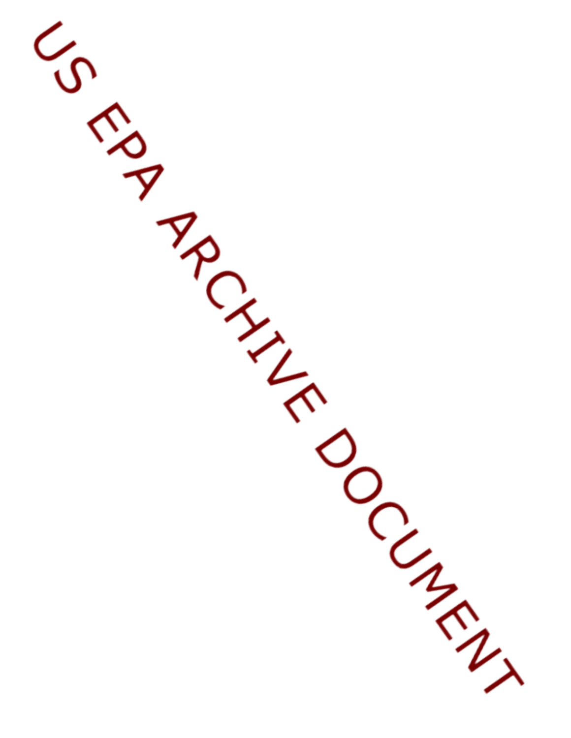US EPA ARCHIVE DOCUMENT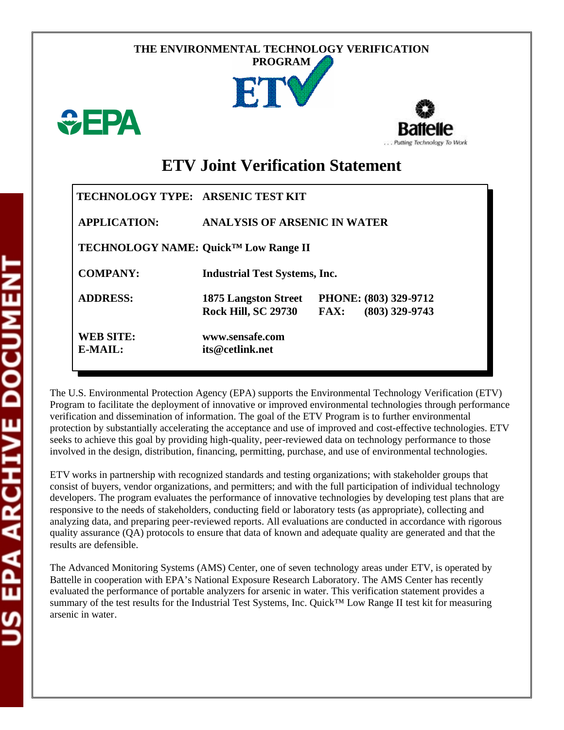THE ENVIRONMENTAL TECHNOLOGY VERIFICATION PROGRAM

# ETV Joint Verification Statement

| | |
|---|---|
| **TECHNOLOGY TYPE:** | **ARSENIC TEST KIT** |
| **APPLICATION:** | **ANALYSIS OF ARSENIC IN WATER** |
| **TECHNOLOGY NAME:** | **Quick™ Low Range II** |
| **COMPANY:** | **Industrial Test Systems, Inc.** |
| **ADDRESS:** | **1875 Langston Street PHONE: (803) 329-9712**<br>**Rock Hill, SC 29730 FAX: (803) 329-9743** |
| **WEB SITE:** | **www.sensafe.com** |
| **E-MAIL:** | **its@cetlink.net** |

The U.S. Environmental Protection Agency (EPA) supports the Environmental Technology Verification (ETV) Program to facilitate the deployment of innovative or improved environmental technologies through performance verification and dissemination of information. The goal of the ETV Program is to further environmental protection by substantially accelerating the acceptance and use of improved and cost-effective technologies. ETV seeks to achieve this goal by providing high-quality, peer-reviewed data on technology performance to those involved in the design, distribution, financing, permitting, purchase, and use of environmental technologies.

ETV works in partnership with recognized standards and testing organizations; with stakeholder groups that consist of buyers, vendor organizations, and permitters; and with the full participation of individual technology developers. The program evaluates the performance of innovative technologies by developing test plans that are responsive to the needs of stakeholders, conducting field or laboratory tests (as appropriate), collecting and analyzing data, and preparing peer-reviewed reports. All evaluations are conducted in accordance with rigorous quality assurance (QA) protocols to ensure that data of known and adequate quality are generated and that the results are defensible.

The Advanced Monitoring Systems (AMS) Center, one of seven technology areas under ETV, is operated by Battelle in cooperation with EPA's National Exposure Research Laboratory. The AMS Center has recently evaluated the performance of portable analyzers for arsenic in water. This verification statement provides a summary of the test results for the Industrial Test Systems, Inc. Quick™ Low Range II test kit for measuring arsenic in water.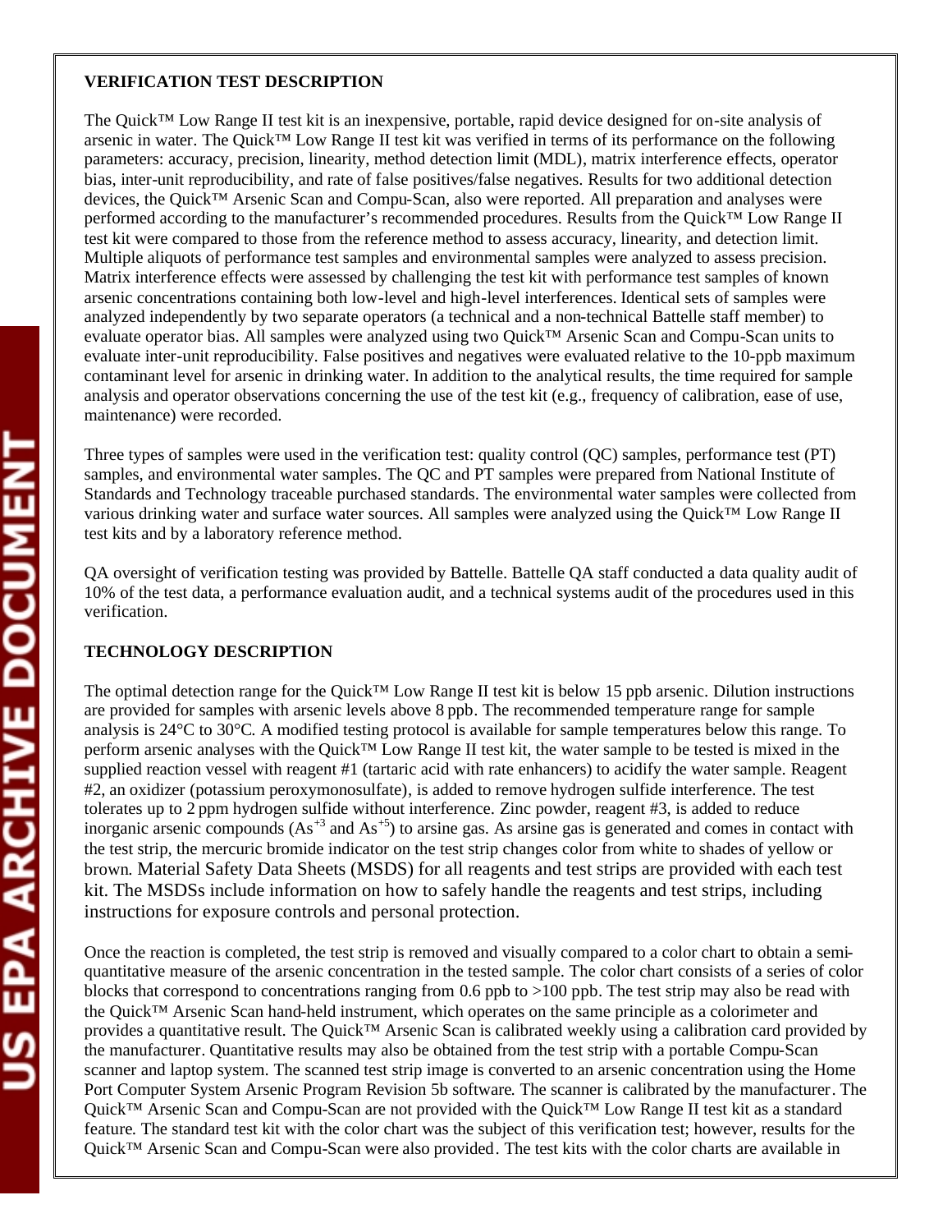**VERIFICATION TEST DESCRIPTION**

The Quick™ Low Range II test kit is an inexpensive, portable, rapid device designed for on-site analysis of arsenic in water. The Quick™ Low Range II test kit was verified in terms of its performance on the following parameters: accuracy, precision, linearity, method detection limit (MDL), matrix interference effects, operator bias, inter-unit reproducibility, and rate of false positives/false negatives. Results for two additional detection devices, the Quick™ Arsenic Scan and Compu-Scan, also were reported. All preparation and analyses were performed according to the manufacturer's recommended procedures. Results from the Quick™ Low Range II test kit were compared to those from the reference method to assess accuracy, linearity, and detection limit. Multiple aliquots of performance test samples and environmental samples were analyzed to assess precision. Matrix interference effects were assessed by challenging the test kit with performance test samples of known arsenic concentrations containing both low-level and high-level interferences. Identical sets of samples were analyzed independently by two separate operators (a technical and a non-technical Battelle staff member) to evaluate operator bias. All samples were analyzed using two Quick™ Arsenic Scan and Compu-Scan units to evaluate inter-unit reproducibility. False positives and negatives were evaluated relative to the 10-ppb maximum contaminant level for arsenic in drinking water. In addition to the analytical results, the time required for sample analysis and operator observations concerning the use of the test kit (e.g., frequency of calibration, ease of use, maintenance) were recorded.

Three types of samples were used in the verification test: quality control (QC) samples, performance test (PT) samples, and environmental water samples. The QC and PT samples were prepared from National Institute of Standards and Technology traceable purchased standards. The environmental water samples were collected from various drinking water and surface water sources. All samples were analyzed using the Quick™ Low Range II test kits and by a laboratory reference method.

QA oversight of verification testing was provided by Battelle. Battelle QA staff conducted a data quality audit of 10% of the test data, a performance evaluation audit, and a technical systems audit of the procedures used in this verification.

**TECHNOLOGY DESCRIPTION**

The optimal detection range for the Quick™ Low Range II test kit is below 15 ppb arsenic. Dilution instructions are provided for samples with arsenic levels above 8 ppb. The recommended temperature range for sample analysis is 24°C to 30°C. A modified testing protocol is available for sample temperatures below this range. To perform arsenic analyses with the Quick™ Low Range II test kit, the water sample to be tested is mixed in the supplied reaction vessel with reagent #1 (tartaric acid with rate enhancers) to acidify the water sample. Reagent #2, an oxidizer (potassium peroxymonosulfate), is added to remove hydrogen sulfide interference. The test tolerates up to 2 ppm hydrogen sulfide without interference. Zinc powder, reagent #3, is added to reduce inorganic arsenic compounds ($As^{+3}$ and $As^{+5}$) to arsine gas. As arsine gas is generated and comes in contact with the test strip, the mercuric bromide indicator on the test strip changes color from white to shades of yellow or brown. Material Safety Data Sheets (MSDS) for all reagents and test strips are provided with each test kit. The MSDSs include information on how to safely handle the reagents and test strips, including instructions for exposure controls and personal protection.

Once the reaction is completed, the test strip is removed and visually compared to a color chart to obtain a semi-quantitative measure of the arsenic concentration in the tested sample. The color chart consists of a series of color blocks that correspond to concentrations ranging from 0.6 ppb to >100 ppb. The test strip may also be read with the Quick™ Arsenic Scan hand-held instrument, which operates on the same principle as a colorimeter and provides a quantitative result. The Quick™ Arsenic Scan is calibrated weekly using a calibration card provided by the manufacturer. Quantitative results may also be obtained from the test strip with a portable Compu-Scan scanner and laptop system. The scanned test strip image is converted to an arsenic concentration using the Home Port Computer System Arsenic Program Revision 5b software. The scanner is calibrated by the manufacturer. The Quick™ Arsenic Scan and Compu-Scan are not provided with the Quick™ Low Range II test kit as a standard feature. The standard test kit with the color chart was the subject of this verification test; however, results for the Quick™ Arsenic Scan and Compu-Scan were also provided. The test kits with the color charts are available in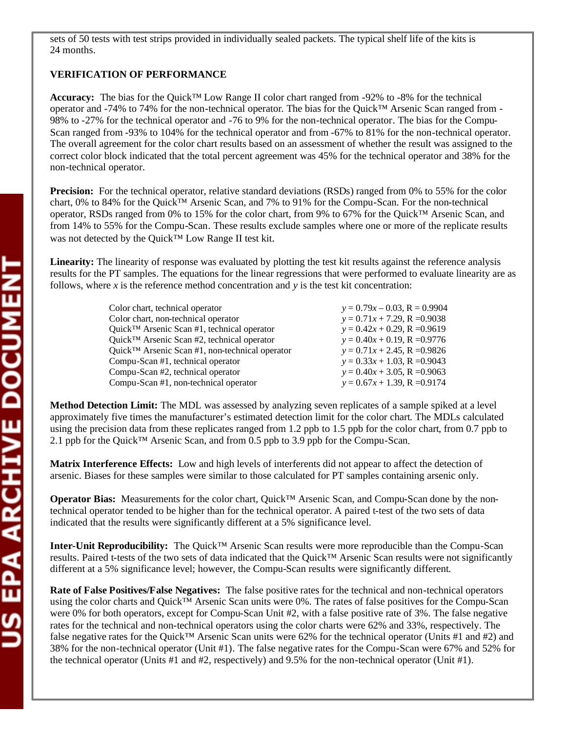sets of 50 tests with test strips provided in individually sealed packets. The typical shelf life of the kits is 24 months.

**VERIFICATION OF PERFORMANCE**

**Accuracy:** The bias for the Quick™ Low Range II color chart ranged from -92% to -8% for the technical operator and -74% to 74% for the non-technical operator. The bias for the Quick™ Arsenic Scan ranged from -98% to -27% for the technical operator and -76 to 9% for the non-technical operator. The bias for the Compu-Scan ranged from -93% to 104% for the technical operator and from -67% to 81% for the non-technical operator. The overall agreement for the color chart results based on an assessment of whether the result was assigned to the correct color block indicated that the total percent agreement was 45% for the technical operator and 38% for the non-technical operator.

**Precision:** For the technical operator, relative standard deviations (RSDs) ranged from 0% to 55% for the color chart, 0% to 84% for the Quick™ Arsenic Scan, and 7% to 91% for the Compu-Scan. For the non-technical operator, RSDs ranged from 0% to 15% for the color chart, from 9% to 67% for the Quick™ Arsenic Scan, and from 14% to 55% for the Compu-Scan. These results exclude samples where one or more of the replicate results was not detected by the Quick™ Low Range II test kit.

**Linearity:** The linearity of response was evaluated by plotting the test kit results against the reference analysis results for the PT samples. The equations for the linear regressions that were performed to evaluate linearity are as follows, where $x$ is the reference method concentration and $y$ is the test kit concentration:

| | |
|---|---|
| Color chart, technical operator | $y = 0.79x - 0.03$, R = 0.9904 |
| Color chart, non-technical operator | $y = 0.71x + 7.29$, R =0.9038 |
| Quick™ Arsenic Scan #1, technical operator | $y = 0.42x + 0.29$, R =0.9619 |
| Quick™ Arsenic Scan #2, technical operator | $y = 0.40x + 0.19$, R =0.9776 |
| Quick™ Arsenic Scan #1, non-technical operator | $y = 0.71x + 2.45$, R =0.9826 |
| Compu-Scan #1, technical operator | $y = 0.33x + 1.03$, R =0.9043 |
| Compu-Scan #2, technical operator | $y = 0.40x + 3.05$, R =0.9063 |
| Compu-Scan #1, non-technical operator | $y = 0.67x + 1.39$, R =0.9174 |

**Method Detection Limit:** The MDL was assessed by analyzing seven replicates of a sample spiked at a level approximately five times the manufacturer's estimated detection limit for the color chart. The MDLs calculated using the precision data from these replicates ranged from 1.2 ppb to 1.5 ppb for the color chart, from 0.7 ppb to 2.1 ppb for the Quick™ Arsenic Scan, and from 0.5 ppb to 3.9 ppb for the Compu-Scan.

**Matrix Interference Effects:** Low and high levels of interferents did not appear to affect the detection of arsenic. Biases for these samples were similar to those calculated for PT samples containing arsenic only.

**Operator Bias:** Measurements for the color chart, Quick™ Arsenic Scan, and Compu-Scan done by the non-technical operator tended to be higher than for the technical operator. A paired t-test of the two sets of data indicated that the results were significantly different at a 5% significance level.

**Inter-Unit Reproducibility:** The Quick™ Arsenic Scan results were more reproducible than the Compu-Scan results. Paired t-tests of the two sets of data indicated that the Quick™ Arsenic Scan results were not significantly different at a 5% significance level; however, the Compu-Scan results were significantly different.

**Rate of False Positives/False Negatives:** The false positive rates for the technical and non-technical operators using the color charts and Quick™ Arsenic Scan units were 0%. The rates of false positives for the Compu-Scan were 0% for both operators, except for Compu-Scan Unit #2, with a false positive rate of 3%. The false negative rates for the technical and non-technical operators using the color charts were 62% and 33%, respectively. The false negative rates for the Quick™ Arsenic Scan units were 62% for the technical operator (Units #1 and #2) and 38% for the non-technical operator (Unit #1). The false negative rates for the Compu-Scan were 67% and 52% for the technical operator (Units #1 and #2, respectively) and 9.5% for the non-technical operator (Unit #1).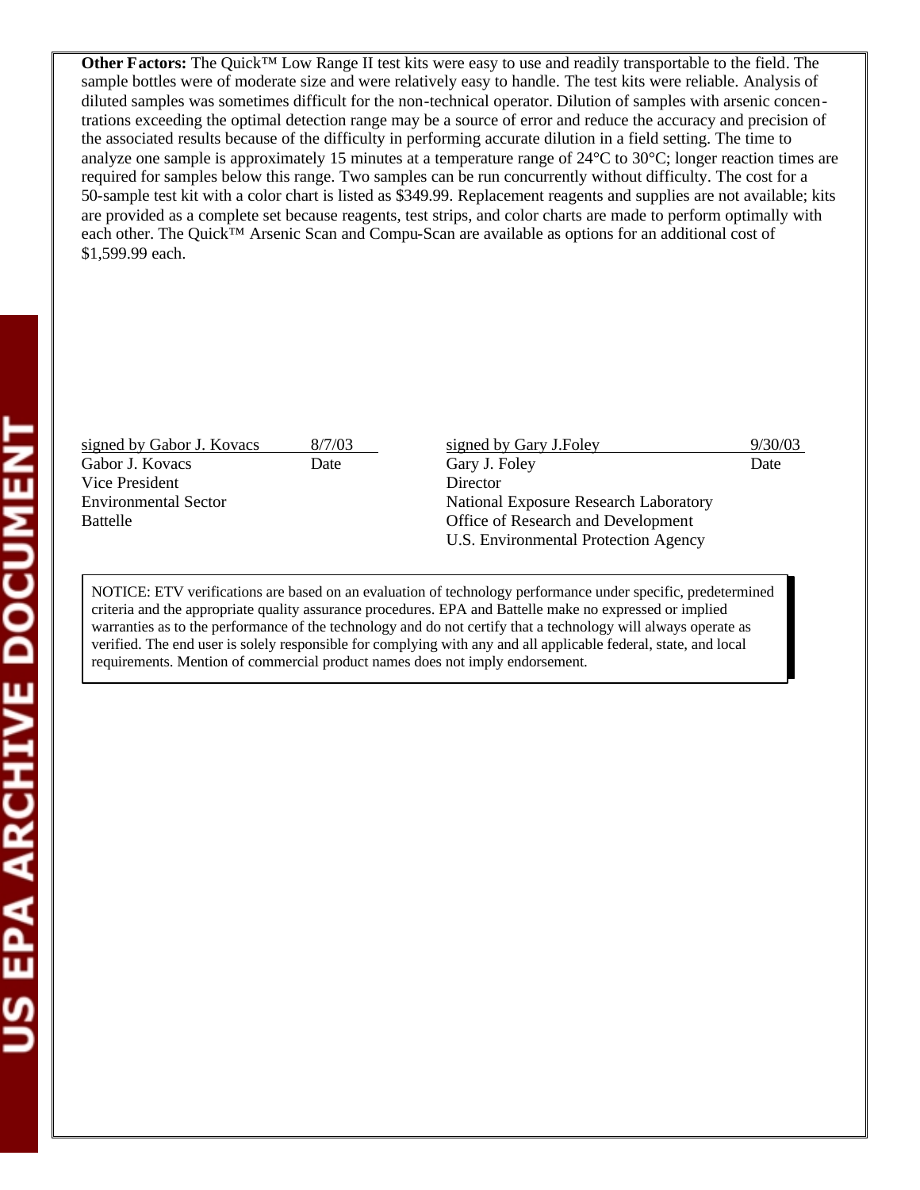**Other Factors:** The Quick™ Low Range II test kits were easy to use and readily transportable to the field. The sample bottles were of moderate size and were relatively easy to handle. The test kits were reliable. Analysis of diluted samples was sometimes difficult for the non-technical operator. Dilution of samples with arsenic concentrations exceeding the optimal detection range may be a source of error and reduce the accuracy and precision of the associated results because of the difficulty in performing accurate dilution in a field setting. The time to analyze one sample is approximately 15 minutes at a temperature range of 24°C to 30°C; longer reaction times are required for samples below this range. Two samples can be run concurrently without difficulty. The cost for a 50-sample test kit with a color chart is listed as $349.99. Replacement reagents and supplies are not available; kits are provided as a complete set because reagents, test strips, and color charts are made to perform optimally with each other. The Quick™ Arsenic Scan and Compu-Scan are available as options for an additional cost of $1,599.99 each.

| | | | |
|---|---|---|---|
| signed by Gabor J. Kovacs | 8/7/03 | signed by Gary J.Foley | 9/30/03 |
| Gabor J. Kovacs | Date | Gary J. Foley | Date |
| Vice President | | Director | |
| Environmental Sector | | National Exposure Research Laboratory | |
| Battelle | | Office of Research and Development | |
| | | U.S. Environmental Protection Agency | |

NOTICE: ETV verifications are based on an evaluation of technology performance under specific, predetermined criteria and the appropriate quality assurance procedures. EPA and Battelle make no expressed or implied warranties as to the performance of the technology and do not certify that a technology will always operate as verified. The end user is solely responsible for complying with any and all applicable federal, state, and local requirements. Mention of commercial product names does not imply endorsement.

US EPA ARCHIVE DOCUMENT